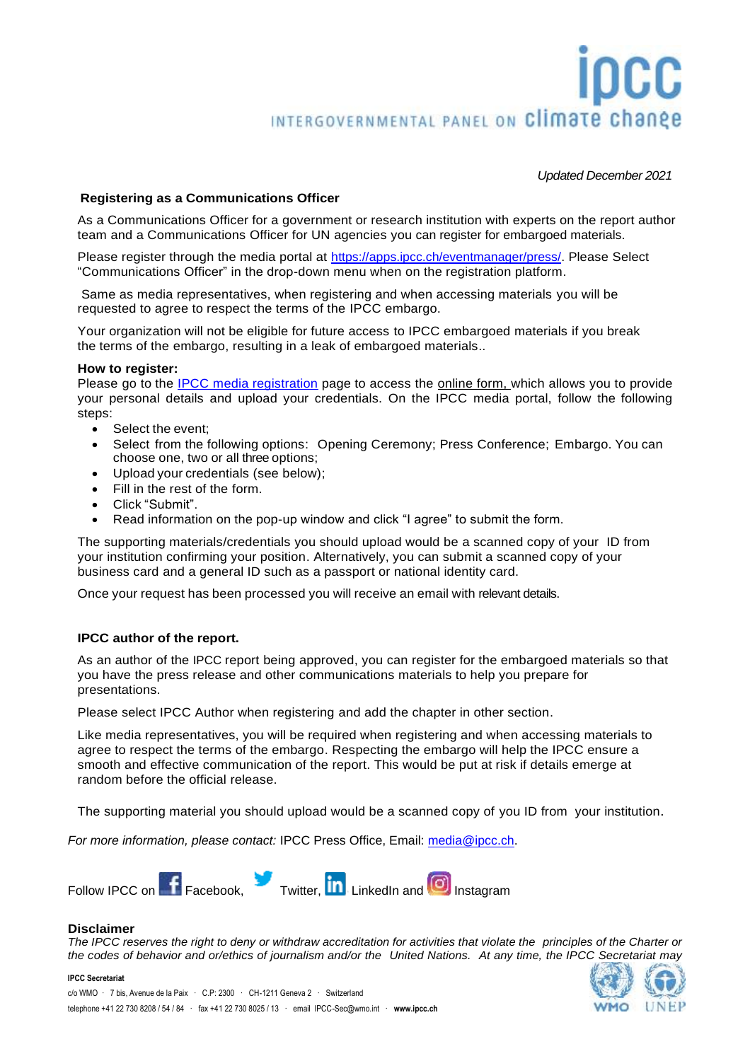# IPCC — INTERGOVERNMENTAL PANEL ON climate change

*Updated December 2021*

## Registering as a Communications Officer

As a Communications Officer for a government or research institution with experts on the report author team and a Communications Officer for UN agencies you can register for embargoed materials.

Please register through the media portal at [https://apps.ipcc.ch/eventmanager/press/](https://apps.ipcc.ch/eventmanager/press/). Please Select "Communications Officer" in the drop-down menu when on the registration platform.

Same as media representatives, when registering and when accessing materials you will be requested to agree to respect the terms of the IPCC embargo.

Your organization will not be eligible for future access to IPCC embargoed materials if you break the terms of the embargo, resulting in a leak of embargoed materials..

**How to register:**

Please go to the IPCC media registration page to access the online form, which allows you to provide your personal details and upload your credentials. On the IPCC media portal, follow the following steps:

- Select the event;
- Select from the following options: Opening Ceremony; Press Conference; Embargo. You can choose one, two or all three options;
- Upload your credentials (see below);
- Fill in the rest of the form.
- Click "Submit".
- Read information on the pop-up window and click "I agree" to submit the form.

The supporting materials/credentials you should upload would be a scanned copy of your ID from your institution confirming your position. Alternatively, you can submit a scanned copy of your business card and a general ID such as a passport or national identity card.

Once your request has been processed you will receive an email with relevant details.

## IPCC author of the report.

As an author of the IPCC report being approved, you can register for the embargoed materials so that you have the press release and other communications materials to help you prepare for presentations.

Please select IPCC Author when registering and add the chapter in other section.

Like media representatives, you will be required when registering and when accessing materials to agree to respect the terms of the embargo. Respecting the embargo will help the IPCC ensure a smooth and effective communication of the report. This would be put at risk if details emerge at random before the official release.

The supporting material you should upload would be a scanned copy of you ID from your institution.

*For more information, please contact:* IPCC Press Office, Email: [media@ipcc.ch](mailto:media@ipcc.ch).

Follow IPCC on Facebook, Twitter, LinkedIn and Instagram

## Disclaimer

*The IPCC reserves the right to deny or withdraw accreditation for activities that violate the principles of the Charter or the codes of behavior and or/ethics of journalism and/or the United Nations. At any time, the IPCC Secretariat may*

**IPCC Secretariat**

c/o WMO · 7 bis, Avenue de la Paix · C.P: 2300 · CH-1211 Geneva 2 · Switzerland

telephone +41 22 730 8208 / 54 / 84 · fax +41 22 730 8025 / 13 · email IPCC-Sec@wmo.int · **www.ipcc.ch**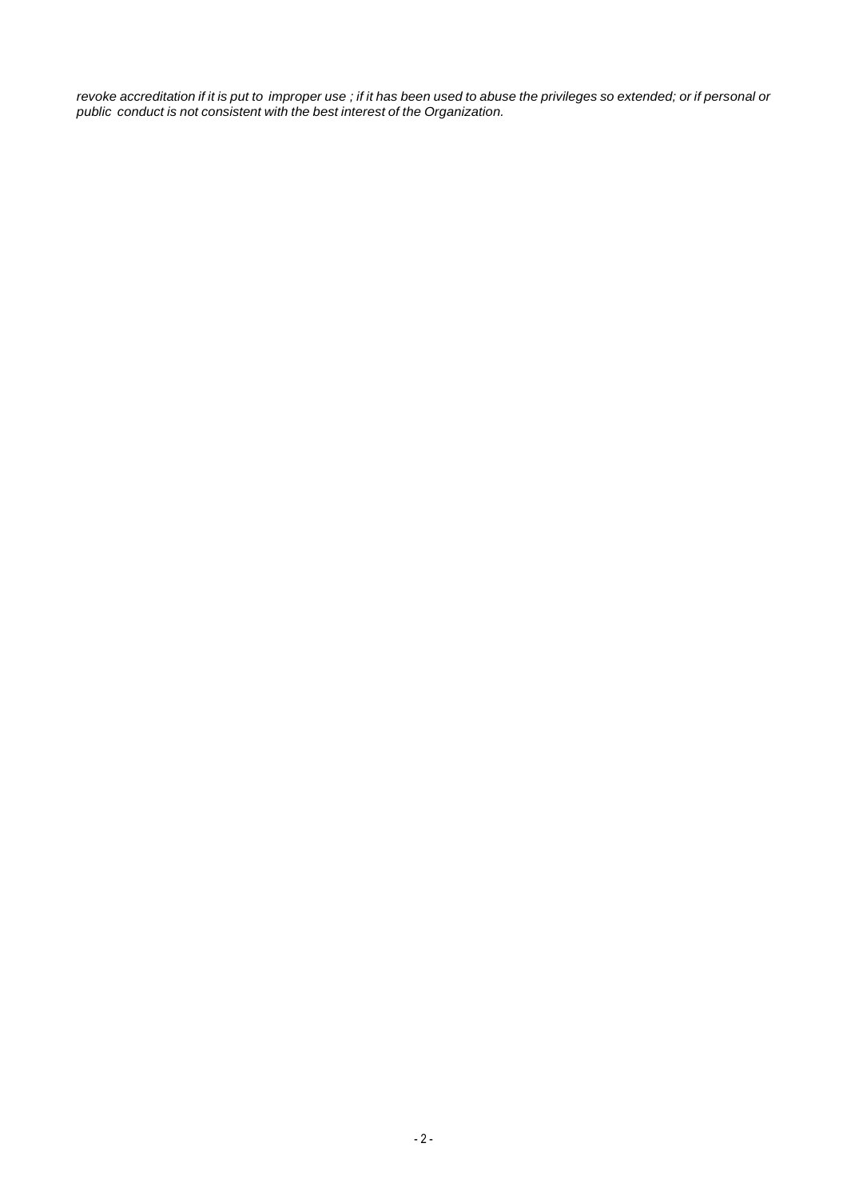*revoke accreditation if it is put to improper use ; if it has been used to abuse the privileges so extended; or if personal or public conduct is not consistent with the best interest of the Organization.*